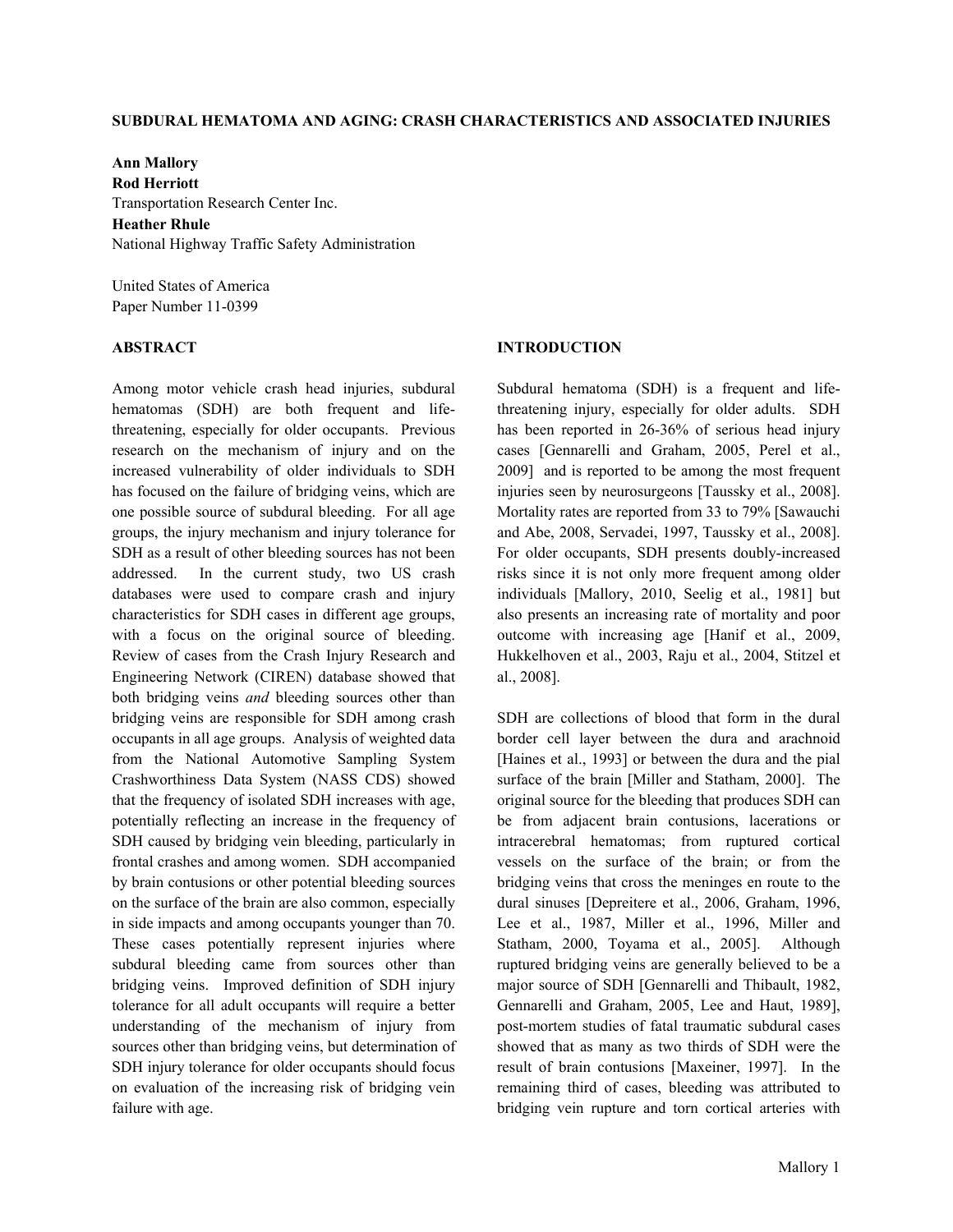# SUBDURAL HEMATOMA AND AGING: CRASH CHARACTERISTICS AND ASSOCIATED INJURIES

**Ann Mallory**
**Rod Herriott**
Transportation Research Center Inc.
**Heather Rhule**
National Highway Traffic Safety Administration

United States of America
Paper Number 11-0399

## ABSTRACT

Among motor vehicle crash head injuries, subdural hematomas (SDH) are both frequent and life-threatening, especially for older occupants. Previous research on the mechanism of injury and on the increased vulnerability of older individuals to SDH has focused on the failure of bridging veins, which are one possible source of subdural bleeding. For all age groups, the injury mechanism and injury tolerance for SDH as a result of other bleeding sources has not been addressed. In the current study, two US crash databases were used to compare crash and injury characteristics for SDH cases in different age groups, with a focus on the original source of bleeding. Review of cases from the Crash Injury Research and Engineering Network (CIREN) database showed that both bridging veins *and* bleeding sources other than bridging veins are responsible for SDH among crash occupants in all age groups. Analysis of weighted data from the National Automotive Sampling System Crashworthiness Data System (NASS CDS) showed that the frequency of isolated SDH increases with age, potentially reflecting an increase in the frequency of SDH caused by bridging vein bleeding, particularly in frontal crashes and among women. SDH accompanied by brain contusions or other potential bleeding sources on the surface of the brain are also common, especially in side impacts and among occupants younger than 70. These cases potentially represent injuries where subdural bleeding came from sources other than bridging veins. Improved definition of SDH injury tolerance for all adult occupants will require a better understanding of the mechanism of injury from sources other than bridging veins, but determination of SDH injury tolerance for older occupants should focus on evaluation of the increasing risk of bridging vein failure with age.

## INTRODUCTION

Subdural hematoma (SDH) is a frequent and life-threatening injury, especially for older adults. SDH has been reported in 26-36% of serious head injury cases [Gennarelli and Graham, 2005, Perel et al., 2009] and is reported to be among the most frequent injuries seen by neurosurgeons [Taussky et al., 2008]. Mortality rates are reported from 33 to 79% [Sawauchi and Abe, 2008, Servadei, 1997, Taussky et al., 2008]. For older occupants, SDH presents doubly-increased risks since it is not only more frequent among older individuals [Mallory, 2010, Seelig et al., 1981] but also presents an increasing rate of mortality and poor outcome with increasing age [Hanif et al., 2009, Hukkelhoven et al., 2003, Raju et al., 2004, Stitzel et al., 2008].

SDH are collections of blood that form in the dural border cell layer between the dura and arachnoid [Haines et al., 1993] or between the dura and the pial surface of the brain [Miller and Statham, 2000]. The original source for the bleeding that produces SDH can be from adjacent brain contusions, lacerations or intracerebral hematomas; from ruptured cortical vessels on the surface of the brain; or from the bridging veins that cross the meninges en route to the dural sinuses [Depreitere et al., 2006, Graham, 1996, Lee et al., 1987, Miller et al., 1996, Miller and Statham, 2000, Toyama et al., 2005]. Although ruptured bridging veins are generally believed to be a major source of SDH [Gennarelli and Thibault, 1982, Gennarelli and Graham, 2005, Lee and Haut, 1989], post-mortem studies of fatal traumatic subdural cases showed that as many as two thirds of SDH were the result of brain contusions [Maxeiner, 1997]. In the remaining third of cases, bleeding was attributed to bridging vein rupture and torn cortical arteries with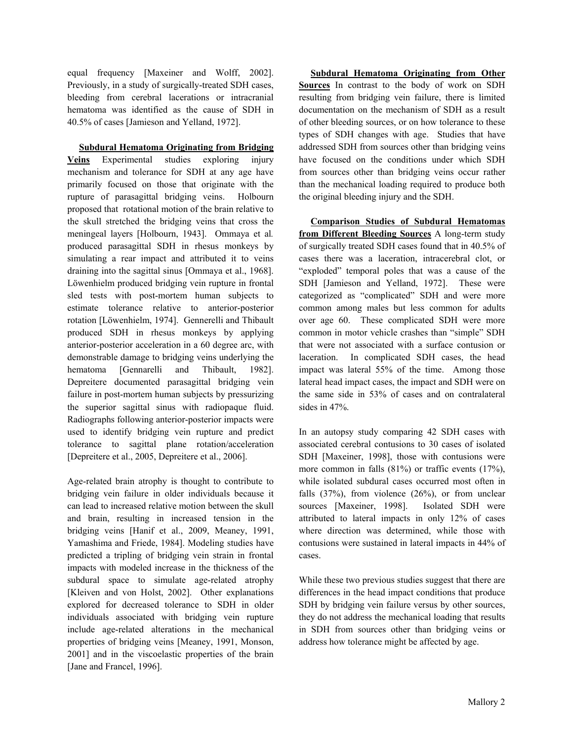equal frequency [Maxeiner and Wolff, 2002]. Previously, in a study of surgically-treated SDH cases, bleeding from cerebral lacerations or intracranial hematoma was identified as the cause of SDH in 40.5% of cases [Jamieson and Yelland, 1972].

**Subdural Hematoma Originating from Bridging Veins** Experimental studies exploring injury mechanism and tolerance for SDH at any age have primarily focused on those that originate with the rupture of parasagittal bridging veins. Holbourn proposed that rotational motion of the brain relative to the skull stretched the bridging veins that cross the meningeal layers [Holbourn, 1943]. Ommaya et al. produced parasagittal SDH in rhesus monkeys by simulating a rear impact and attributed it to veins draining into the sagittal sinus [Ommaya et al., 1968]. Löwenhielm produced bridging vein rupture in frontal sled tests with post-mortem human subjects to estimate tolerance relative to anterior-posterior rotation [Löwenhielm, 1974]. Gennerelli and Thibault produced SDH in rhesus monkeys by applying anterior-posterior acceleration in a 60 degree arc, with demonstrable damage to bridging veins underlying the hematoma [Gennarelli and Thibault, 1982]. Depreitere documented parasagittal bridging vein failure in post-mortem human subjects by pressurizing the superior sagittal sinus with radiopaque fluid. Radiographs following anterior-posterior impacts were used to identify bridging vein rupture and predict tolerance to sagittal plane rotation/acceleration [Depreitere et al., 2005, Depreitere et al., 2006].

Age-related brain atrophy is thought to contribute to bridging vein failure in older individuals because it can lead to increased relative motion between the skull and brain, resulting in increased tension in the bridging veins [Hanif et al., 2009, Meaney, 1991, Yamashima and Friede, 1984]. Modeling studies have predicted a tripling of bridging vein strain in frontal impacts with modeled increase in the thickness of the subdural space to simulate age-related atrophy [Kleiven and von Holst, 2002]. Other explanations explored for decreased tolerance to SDH in older individuals associated with bridging vein rupture include age-related alterations in the mechanical properties of bridging veins [Meaney, 1991, Monson, 2001] and in the viscoelastic properties of the brain [Jane and Francel, 1996].

**Subdural Hematoma Originating from Other Sources** In contrast to the body of work on SDH resulting from bridging vein failure, there is limited documentation on the mechanism of SDH as a result of other bleeding sources, or on how tolerance to these types of SDH changes with age. Studies that have addressed SDH from sources other than bridging veins have focused on the conditions under which SDH from sources other than bridging veins occur rather than the mechanical loading required to produce both the original bleeding injury and the SDH.

**Comparison Studies of Subdural Hematomas from Different Bleeding Sources** A long-term study of surgically treated SDH cases found that in 40.5% of cases there was a laceration, intracerebral clot, or "exploded" temporal poles that was a cause of the SDH [Jamieson and Yelland, 1972]. These were categorized as "complicated" SDH and were more common among males but less common for adults over age 60. These complicated SDH were more common in motor vehicle crashes than "simple" SDH that were not associated with a surface contusion or laceration. In complicated SDH cases, the head impact was lateral 55% of the time. Among those lateral head impact cases, the impact and SDH were on the same side in 53% of cases and on contralateral sides in 47%.

In an autopsy study comparing 42 SDH cases with associated cerebral contusions to 30 cases of isolated SDH [Maxeiner, 1998], those with contusions were more common in falls (81%) or traffic events (17%), while isolated subdural cases occurred most often in falls (37%), from violence (26%), or from unclear sources [Maxeiner, 1998]. Isolated SDH were attributed to lateral impacts in only 12% of cases where direction was determined, while those with contusions were sustained in lateral impacts in 44% of cases.

While these two previous studies suggest that there are differences in the head impact conditions that produce SDH by bridging vein failure versus by other sources, they do not address the mechanical loading that results in SDH from sources other than bridging veins or address how tolerance might be affected by age.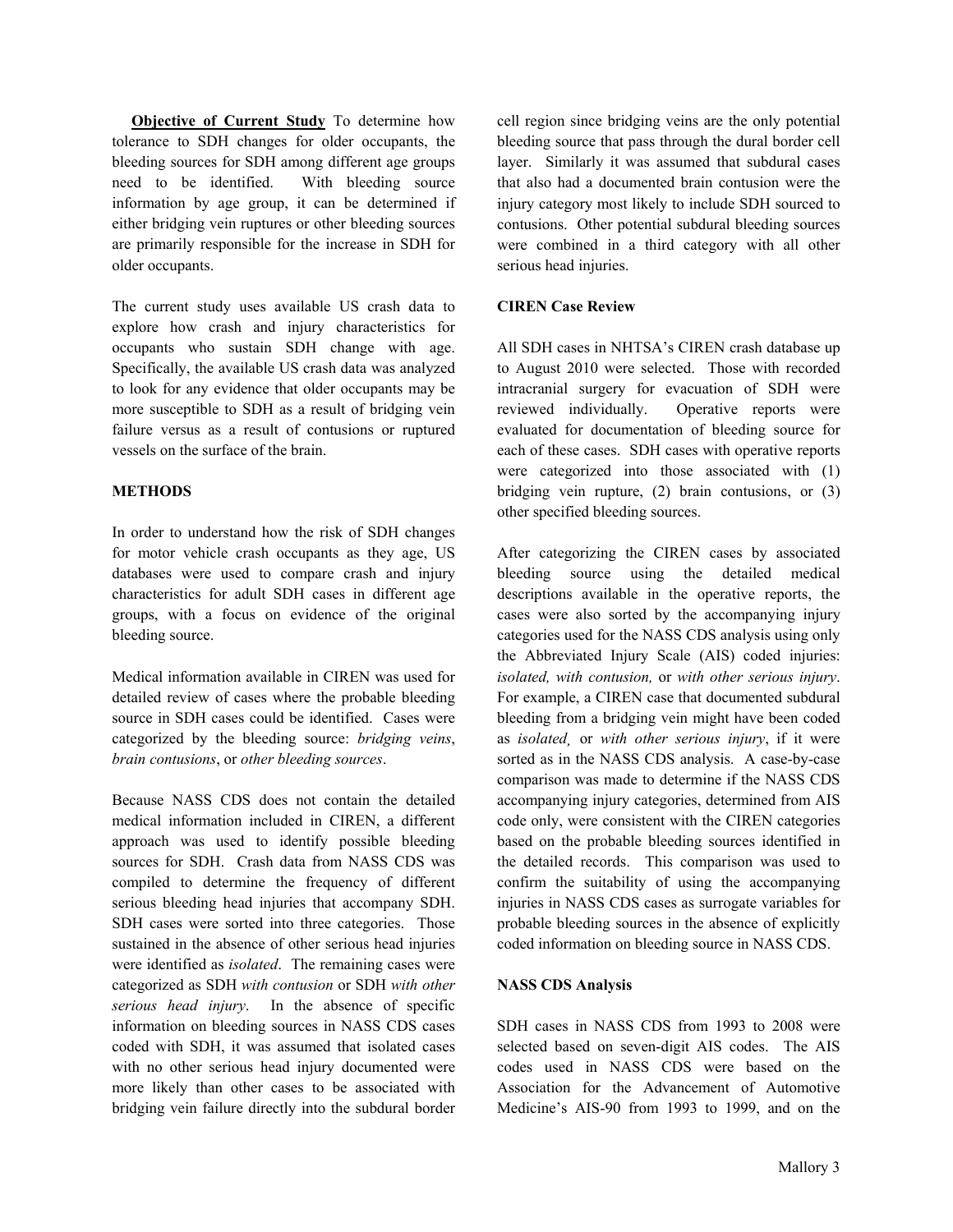**Objective of Current Study** To determine how tolerance to SDH changes for older occupants, the bleeding sources for SDH among different age groups need to be identified. With bleeding source information by age group, it can be determined if either bridging vein ruptures or other bleeding sources are primarily responsible for the increase in SDH for older occupants.

The current study uses available US crash data to explore how crash and injury characteristics for occupants who sustain SDH change with age. Specifically, the available US crash data was analyzed to look for any evidence that older occupants may be more susceptible to SDH as a result of bridging vein failure versus as a result of contusions or ruptured vessels on the surface of the brain.

## METHODS

In order to understand how the risk of SDH changes for motor vehicle crash occupants as they age, US databases were used to compare crash and injury characteristics for adult SDH cases in different age groups, with a focus on evidence of the original bleeding source.

Medical information available in CIREN was used for detailed review of cases where the probable bleeding source in SDH cases could be identified. Cases were categorized by the bleeding source: *bridging veins*, *brain contusions*, or *other bleeding sources*.

Because NASS CDS does not contain the detailed medical information included in CIREN, a different approach was used to identify possible bleeding sources for SDH. Crash data from NASS CDS was compiled to determine the frequency of different serious bleeding head injuries that accompany SDH. SDH cases were sorted into three categories. Those sustained in the absence of other serious head injuries were identified as *isolated*. The remaining cases were categorized as SDH *with contusion* or SDH *with other serious head injury*. In the absence of specific information on bleeding sources in NASS CDS cases coded with SDH, it was assumed that isolated cases with no other serious head injury documented were more likely than other cases to be associated with bridging vein failure directly into the subdural border cell region since bridging veins are the only potential bleeding source that pass through the dural border cell layer. Similarly it was assumed that subdural cases that also had a documented brain contusion were the injury category most likely to include SDH sourced to contusions. Other potential subdural bleeding sources were combined in a third category with all other serious head injuries.

### CIREN Case Review

All SDH cases in NHTSA's CIREN crash database up to August 2010 were selected. Those with recorded intracranial surgery for evacuation of SDH were reviewed individually. Operative reports were evaluated for documentation of bleeding source for each of these cases. SDH cases with operative reports were categorized into those associated with (1) bridging vein rupture, (2) brain contusions, or (3) other specified bleeding sources.

After categorizing the CIREN cases by associated bleeding source using the detailed medical descriptions available in the operative reports, the cases were also sorted by the accompanying injury categories used for the NASS CDS analysis using only the Abbreviated Injury Scale (AIS) coded injuries: *isolated, with contusion,* or *with other serious injury*. For example, a CIREN case that documented subdural bleeding from a bridging vein might have been coded as *isolated*¸ or *with other serious injury*, if it were sorted as in the NASS CDS analysis. A case-by-case comparison was made to determine if the NASS CDS accompanying injury categories, determined from AIS code only, were consistent with the CIREN categories based on the probable bleeding sources identified in the detailed records. This comparison was used to confirm the suitability of using the accompanying injuries in NASS CDS cases as surrogate variables for probable bleeding sources in the absence of explicitly coded information on bleeding source in NASS CDS.

### NASS CDS Analysis

SDH cases in NASS CDS from 1993 to 2008 were selected based on seven-digit AIS codes. The AIS codes used in NASS CDS were based on the Association for the Advancement of Automotive Medicine's AIS-90 from 1993 to 1999, and on the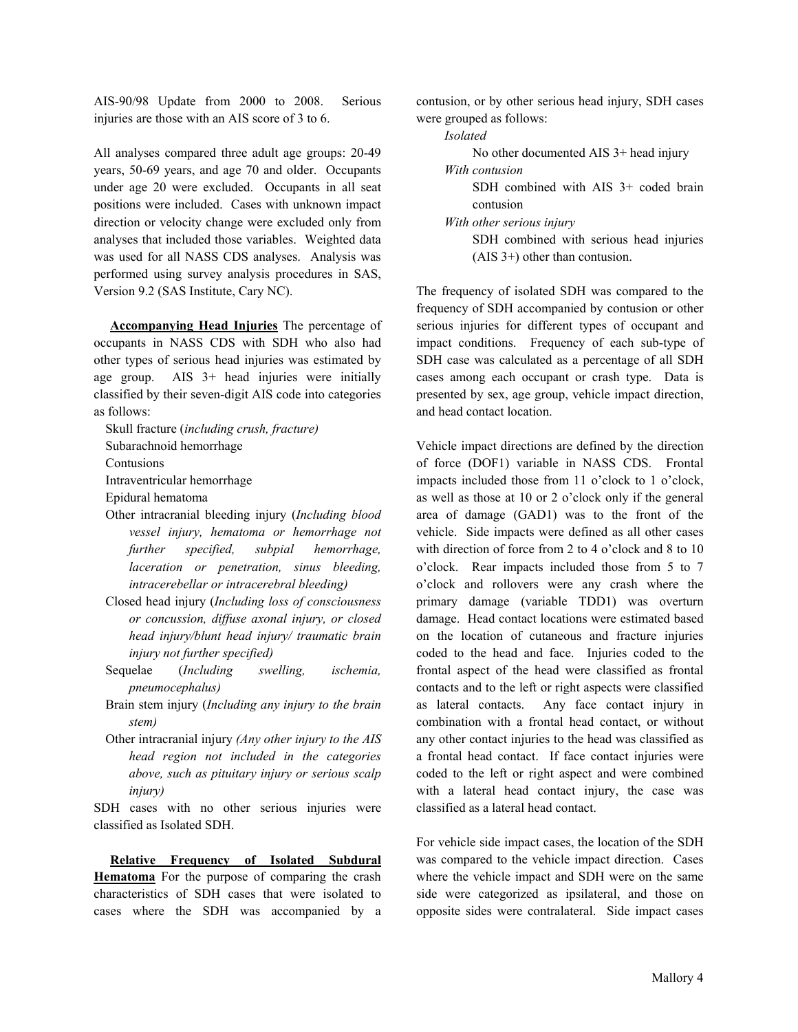AIS-90/98 Update from 2000 to 2008. Serious injuries are those with an AIS score of 3 to 6.

All analyses compared three adult age groups: 20-49 years, 50-69 years, and age 70 and older. Occupants under age 20 were excluded. Occupants in all seat positions were included. Cases with unknown impact direction or velocity change were excluded only from analyses that included those variables. Weighted data was used for all NASS CDS analyses. Analysis was performed using survey analysis procedures in SAS, Version 9.2 (SAS Institute, Cary NC).

**Accompanying Head Injuries** The percentage of occupants in NASS CDS with SDH who also had other types of serious head injuries was estimated by age group. AIS 3+ head injuries were initially classified by their seven-digit AIS code into categories as follows:

- Skull fracture (*including crush, fracture)*
- Subarachnoid hemorrhage
- Contusions
- Intraventricular hemorrhage
- Epidural hematoma
- Other intracranial bleeding injury (*Including blood vessel injury, hematoma or hemorrhage not further specified, subpial hemorrhage, laceration or penetration, sinus bleeding, intracerebellar or intracerebral bleeding)*
- Closed head injury (*Including loss of consciousness or concussion, diffuse axonal injury, or closed head injury/blunt head injury/ traumatic brain injury not further specified)*
- Sequelae (*Including swelling, ischemia, pneumocephalus)*
- Brain stem injury (*Including any injury to the brain stem)*
- Other intracranial injury *(Any other injury to the AIS head region not included in the categories above, such as pituitary injury or serious scalp injury)*

SDH cases with no other serious injuries were classified as Isolated SDH.

**Relative Frequency of Isolated Subdural Hematoma** For the purpose of comparing the crash characteristics of SDH cases that were isolated to cases where the SDH was accompanied by a contusion, or by other serious head injury, SDH cases were grouped as follows:

*Isolated*
: No other documented AIS 3+ head injury

*With contusion*
: SDH combined with AIS 3+ coded brain contusion

*With other serious injury*
: SDH combined with serious head injuries (AIS 3+) other than contusion.

The frequency of isolated SDH was compared to the frequency of SDH accompanied by contusion or other serious injuries for different types of occupant and impact conditions. Frequency of each sub-type of SDH case was calculated as a percentage of all SDH cases among each occupant or crash type. Data is presented by sex, age group, vehicle impact direction, and head contact location.

Vehicle impact directions are defined by the direction of force (DOF1) variable in NASS CDS. Frontal impacts included those from 11 o'clock to 1 o'clock, as well as those at 10 or 2 o'clock only if the general area of damage (GAD1) was to the front of the vehicle. Side impacts were defined as all other cases with direction of force from 2 to 4 o'clock and 8 to 10 o'clock. Rear impacts included those from 5 to 7 o'clock and rollovers were any crash where the primary damage (variable TDD1) was overturn damage. Head contact locations were estimated based on the location of cutaneous and fracture injuries coded to the head and face. Injuries coded to the frontal aspect of the head were classified as frontal contacts and to the left or right aspects were classified as lateral contacts. Any face contact injury in combination with a frontal head contact, or without any other contact injuries to the head was classified as a frontal head contact. If face contact injuries were coded to the left or right aspect and were combined with a lateral head contact injury, the case was classified as a lateral head contact.

For vehicle side impact cases, the location of the SDH was compared to the vehicle impact direction. Cases where the vehicle impact and SDH were on the same side were categorized as ipsilateral, and those on opposite sides were contralateral. Side impact cases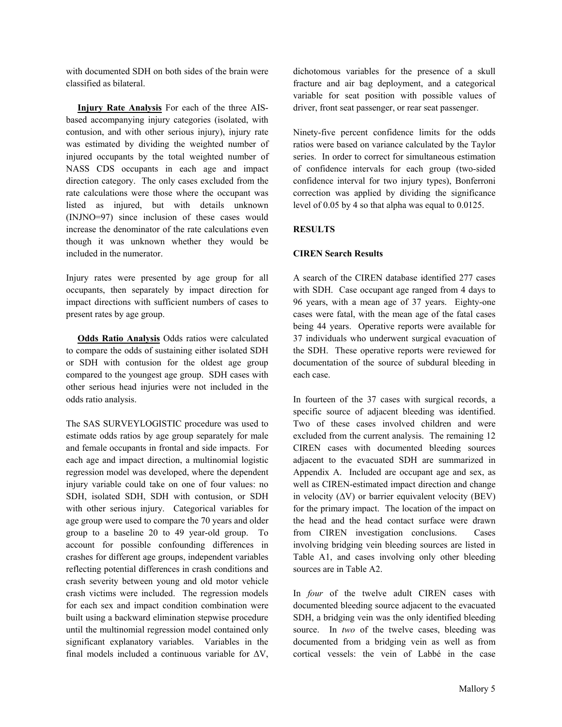with documented SDH on both sides of the brain were classified as bilateral.

**Injury Rate Analysis** For each of the three AIS-based accompanying injury categories (isolated, with contusion, and with other serious injury), injury rate was estimated by dividing the weighted number of injured occupants by the total weighted number of NASS CDS occupants in each age and impact direction category. The only cases excluded from the rate calculations were those where the occupant was listed as injured, but with details unknown (INJNO=97) since inclusion of these cases would increase the denominator of the rate calculations even though it was unknown whether they would be included in the numerator.

Injury rates were presented by age group for all occupants, then separately by impact direction for impact directions with sufficient numbers of cases to present rates by age group.

**Odds Ratio Analysis** Odds ratios were calculated to compare the odds of sustaining either isolated SDH or SDH with contusion for the oldest age group compared to the youngest age group. SDH cases with other serious head injuries were not included in the odds ratio analysis.

The SAS SURVEYLOGISTIC procedure was used to estimate odds ratios by age group separately for male and female occupants in frontal and side impacts. For each age and impact direction, a multinomial logistic regression model was developed, where the dependent injury variable could take on one of four values: no SDH, isolated SDH, SDH with contusion, or SDH with other serious injury. Categorical variables for age group were used to compare the 70 years and older group to a baseline 20 to 49 year-old group. To account for possible confounding differences in crashes for different age groups, independent variables reflecting potential differences in crash conditions and crash severity between young and old motor vehicle crash victims were included. The regression models for each sex and impact condition combination were built using a backward elimination stepwise procedure until the multinomial regression model contained only significant explanatory variables. Variables in the final models included a continuous variable for $\Delta V$, dichotomous variables for the presence of a skull fracture and air bag deployment, and a categorical variable for seat position with possible values of driver, front seat passenger, or rear seat passenger.

Ninety-five percent confidence limits for the odds ratios were based on variance calculated by the Taylor series. In order to correct for simultaneous estimation of confidence intervals for each group (two-sided confidence interval for two injury types), Bonferroni correction was applied by dividing the significance level of 0.05 by 4 so that alpha was equal to 0.0125.

## RESULTS

### CIREN Search Results

A search of the CIREN database identified 277 cases with SDH. Case occupant age ranged from 4 days to 96 years, with a mean age of 37 years. Eighty-one cases were fatal, with the mean age of the fatal cases being 44 years. Operative reports were available for 37 individuals who underwent surgical evacuation of the SDH. These operative reports were reviewed for documentation of the source of subdural bleeding in each case.

In fourteen of the 37 cases with surgical records, a specific source of adjacent bleeding was identified. Two of these cases involved children and were excluded from the current analysis. The remaining 12 CIREN cases with documented bleeding sources adjacent to the evacuated SDH are summarized in Appendix A. Included are occupant age and sex, as well as CIREN-estimated impact direction and change in velocity ($\Delta V$) or barrier equivalent velocity (BEV) for the primary impact. The location of the impact on the head and the head contact surface were drawn from CIREN investigation conclusions. Cases involving bridging vein bleeding sources are listed in Table A1, and cases involving only other bleeding sources are in Table A2.

In *four* of the twelve adult CIREN cases with documented bleeding source adjacent to the evacuated SDH, a bridging vein was the only identified bleeding source. In *two* of the twelve cases, bleeding was documented from a bridging vein as well as from cortical vessels: the vein of Labbé in the case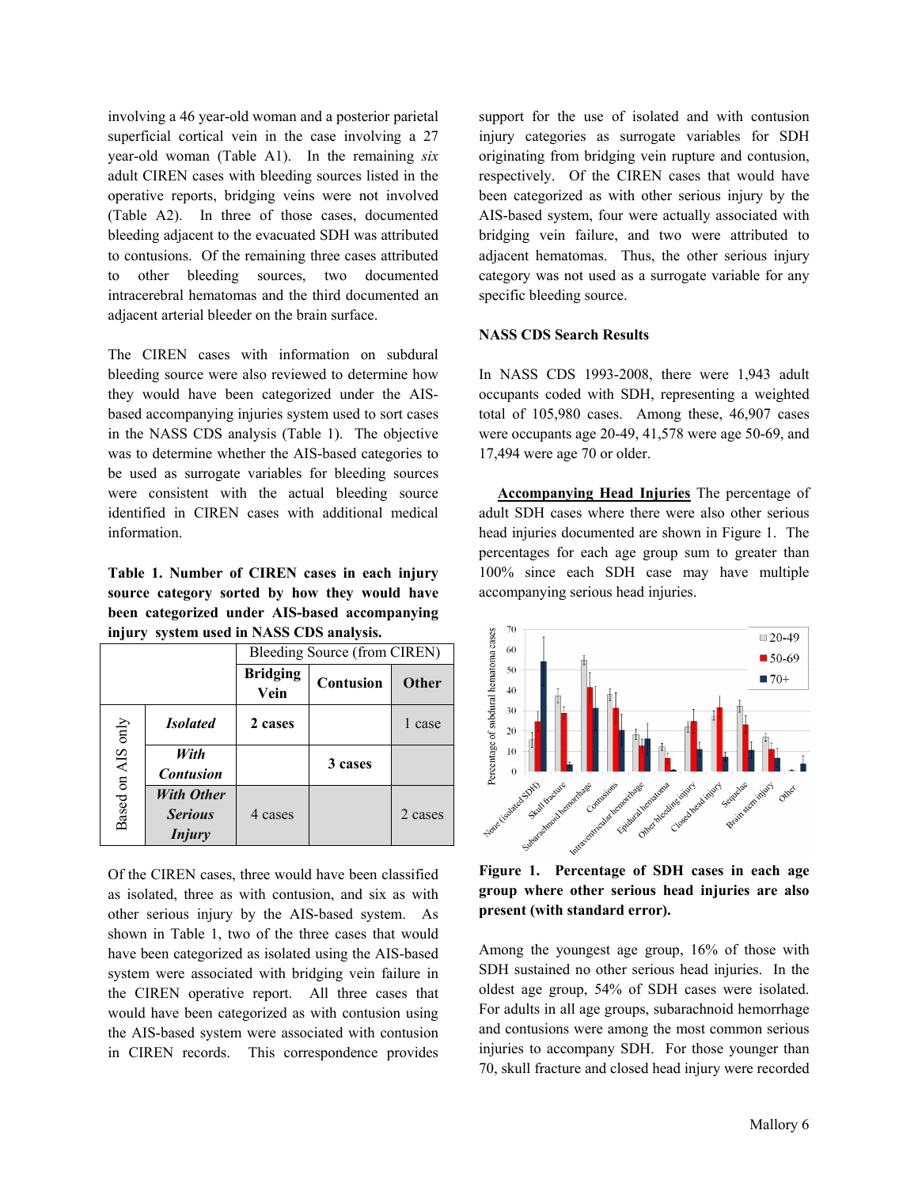involving a 46 year-old woman and a posterior parietal superficial cortical vein in the case involving a 27 year-old woman (Table A1). In the remaining *six* adult CIREN cases with bleeding sources listed in the operative reports, bridging veins were not involved (Table A2). In three of those cases, documented bleeding adjacent to the evacuated SDH was attributed to contusions. Of the remaining three cases attributed to other bleeding sources, two documented intracerebral hematomas and the third documented an adjacent arterial bleeder on the brain surface.

The CIREN cases with information on subdural bleeding source were also reviewed to determine how they would have been categorized under the AIS-based accompanying injuries system used to sort cases in the NASS CDS analysis (Table 1). The objective was to determine whether the AIS-based categories to be used as surrogate variables for bleeding sources were consistent with the actual bleeding source identified in CIREN cases with additional medical information.

**Table 1. Number of CIREN cases in each injury source category sorted by how they would have been categorized under AIS-based accompanying injury system used in NASS CDS analysis.**

| | | Bleeding Source (from CIREN) | | |
|---|---|---|---|---|
| | | **Bridging Vein** | **Contusion** | **Other** |
| Based on AIS only | ***Isolated*** | **2 cases** | | 1 case |
| | ***With Contusion*** | | **3 cases** | |
| | ***With Other Serious Injury*** | 4 cases | | 2 cases |

Of the CIREN cases, three would have been classified as isolated, three as with contusion, and six as with other serious injury by the AIS-based system. As shown in Table 1, two of the three cases that would have been categorized as isolated using the AIS-based system were associated with bridging vein failure in the CIREN operative report. All three cases that would have been categorized as with contusion using the AIS-based system were associated with contusion in CIREN records. This correspondence provides support for the use of isolated and with contusion injury categories as surrogate variables for SDH originating from bridging vein rupture and contusion, respectively. Of the CIREN cases that would have been categorized as with other serious injury by the AIS-based system, four were actually associated with bridging vein failure, and two were attributed to adjacent hematomas. Thus, the other serious injury category was not used as a surrogate variable for any specific bleeding source.

**NASS CDS Search Results**

In NASS CDS 1993-2008, there were 1,943 adult occupants coded with SDH, representing a weighted total of 105,980 cases. Among these, 46,907 cases were occupants age 20-49, 41,578 were age 50-69, and 17,494 were age 70 or older.

<u>**Accompanying Head Injuries**</u> The percentage of adult SDH cases where there were also other serious head injuries documented are shown in Figure 1. The percentages for each age group sum to greater than 100% since each SDH case may have multiple accompanying serious head injuries.

**Figure 1. Percentage of SDH cases in each age group where other serious head injuries are also present (with standard error).**

Among the youngest age group, 16% of those with SDH sustained no other serious head injuries. In the oldest age group, 54% of SDH cases were isolated. For adults in all age groups, subarachnoid hemorrhage and contusions were among the most common serious injuries to accompany SDH. For those younger than 70, skull fracture and closed head injury were recorded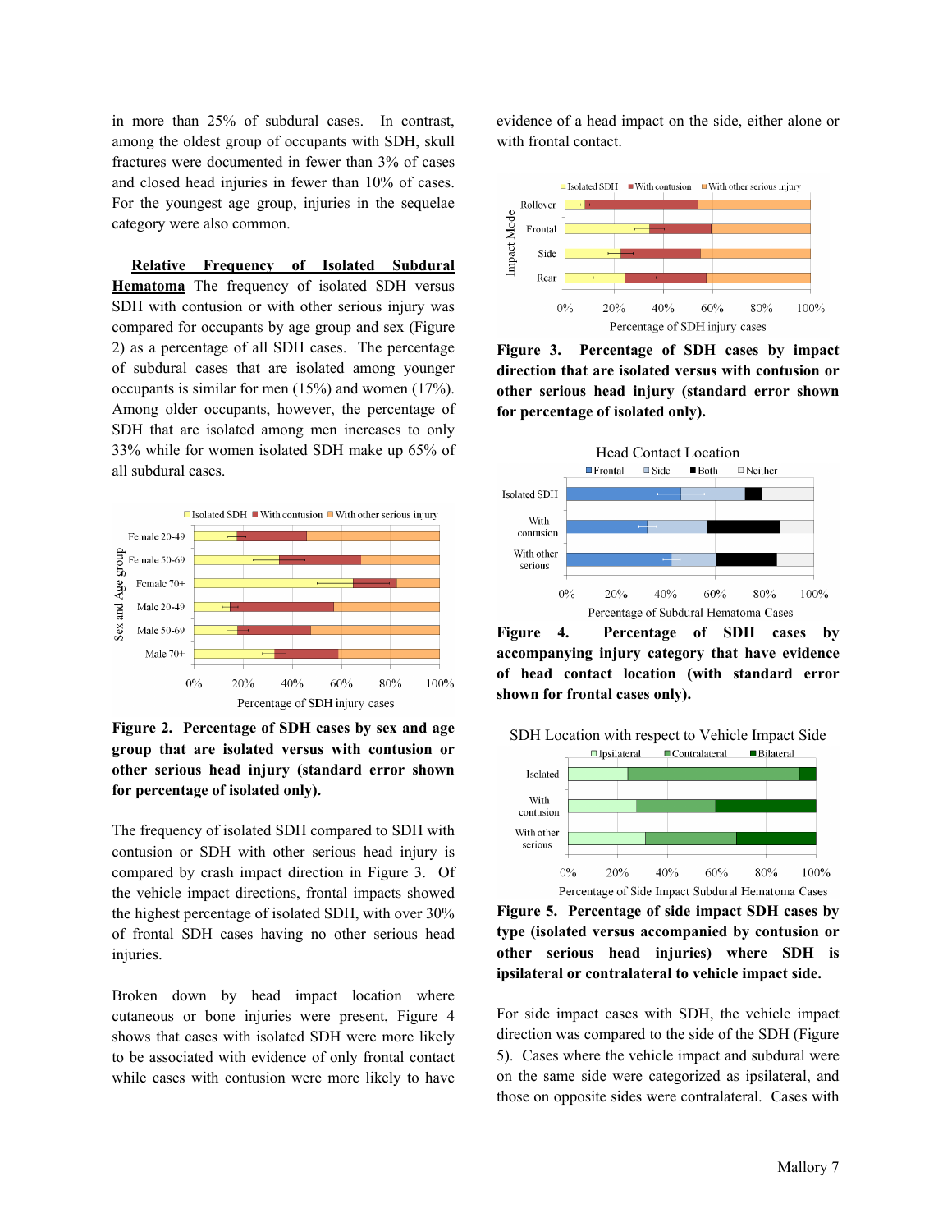in more than 25% of subdural cases. In contrast, among the oldest group of occupants with SDH, skull fractures were documented in fewer than 3% of cases and closed head injuries in fewer than 10% of cases. For the youngest age group, injuries in the sequelae category were also common.

**Relative Frequency of Isolated Subdural Hematoma** The frequency of isolated SDH versus SDH with contusion or with other serious injury was compared for occupants by age group and sex (Figure 2) as a percentage of all SDH cases. The percentage of subdural cases that are isolated among younger occupants is similar for men (15%) and women (17%). Among older occupants, however, the percentage of SDH that are isolated among men increases to only 33% while for women isolated SDH make up 65% of all subdural cases.

**Figure 2. Percentage of SDH cases by sex and age group that are isolated versus with contusion or other serious head injury (standard error shown for percentage of isolated only).**

The frequency of isolated SDH compared to SDH with contusion or SDH with other serious head injury is compared by crash impact direction in Figure 3. Of the vehicle impact directions, frontal impacts showed the highest percentage of isolated SDH, with over 30% of frontal SDH cases having no other serious head injuries.

Broken down by head impact location where cutaneous or bone injuries were present, Figure 4 shows that cases with isolated SDH were more likely to be associated with evidence of only frontal contact while cases with contusion were more likely to have evidence of a head impact on the side, either alone or with frontal contact.

**Figure 3. Percentage of SDH cases by impact direction that are isolated versus with contusion or other serious head injury (standard error shown for percentage of isolated only).**

**Figure 4. Percentage of SDH cases by accompanying injury category that have evidence of head contact location (with standard error shown for frontal cases only).**

**Figure 5. Percentage of side impact SDH cases by type (isolated versus accompanied by contusion or other serious head injuries) where SDH is ipsilateral or contralateral to vehicle impact side.**

For side impact cases with SDH, the vehicle impact direction was compared to the side of the SDH (Figure 5). Cases where the vehicle impact and subdural were on the same side were categorized as ipsilateral, and those on opposite sides were contralateral. Cases with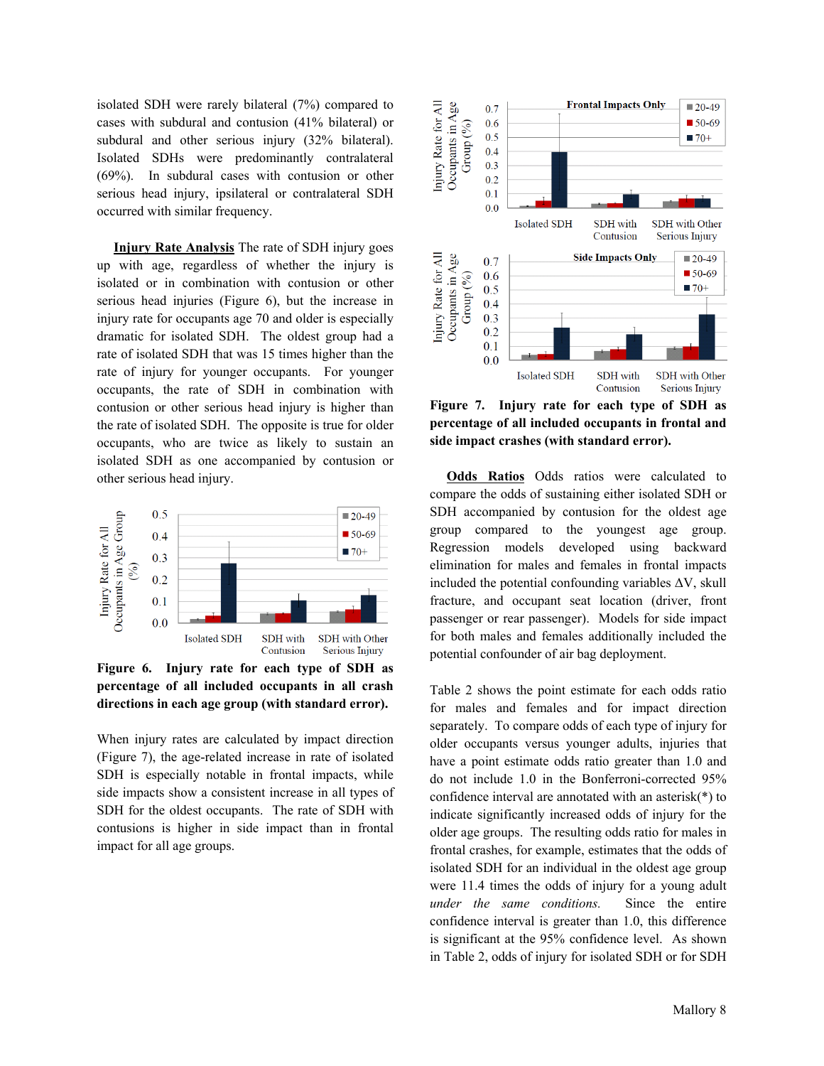isolated SDH were rarely bilateral (7%) compared to cases with subdural and contusion (41% bilateral) or subdural and other serious injury (32% bilateral). Isolated SDHs were predominantly contralateral (69%). In subdural cases with contusion or other serious head injury, ipsilateral or contralateral SDH occurred with similar frequency.

**Injury Rate Analysis** The rate of SDH injury goes up with age, regardless of whether the injury is isolated or in combination with contusion or other serious head injuries (Figure 6), but the increase in injury rate for occupants age 70 and older is especially dramatic for isolated SDH. The oldest group had a rate of isolated SDH that was 15 times higher than the rate of injury for younger occupants. For younger occupants, the rate of SDH in combination with contusion or other serious head injury is higher than the rate of isolated SDH. The opposite is true for older occupants, who are twice as likely to sustain an isolated SDH as one accompanied by contusion or other serious head injury.

**Figure 6. Injury rate for each type of SDH as percentage of all included occupants in all crash directions in each age group (with standard error).**

When injury rates are calculated by impact direction (Figure 7), the age-related increase in rate of isolated SDH is especially notable in frontal impacts, while side impacts show a consistent increase in all types of SDH for the oldest occupants. The rate of SDH with contusions is higher in side impact than in frontal impact for all age groups.

**Figure 7. Injury rate for each type of SDH as percentage of all included occupants in frontal and side impact crashes (with standard error).**

**Odds Ratios** Odds ratios were calculated to compare the odds of sustaining either isolated SDH or SDH accompanied by contusion for the oldest age group compared to the youngest age group. Regression models developed using backward elimination for males and females in frontal impacts included the potential confounding variables ΔV, skull fracture, and occupant seat location (driver, front passenger or rear passenger). Models for side impact for both males and females additionally included the potential confounder of air bag deployment.

Table 2 shows the point estimate for each odds ratio for males and females and for impact direction separately. To compare odds of each type of injury for older occupants versus younger adults, injuries that have a point estimate odds ratio greater than 1.0 and do not include 1.0 in the Bonferroni-corrected 95% confidence interval are annotated with an asterisk(*) to indicate significantly increased odds of injury for the older age groups. The resulting odds ratio for males in frontal crashes, for example, estimates that the odds of isolated SDH for an individual in the oldest age group were 11.4 times the odds of injury for a young adult *under the same conditions.* Since the entire confidence interval is greater than 1.0, this difference is significant at the 95% confidence level. As shown in Table 2, odds of injury for isolated SDH or for SDH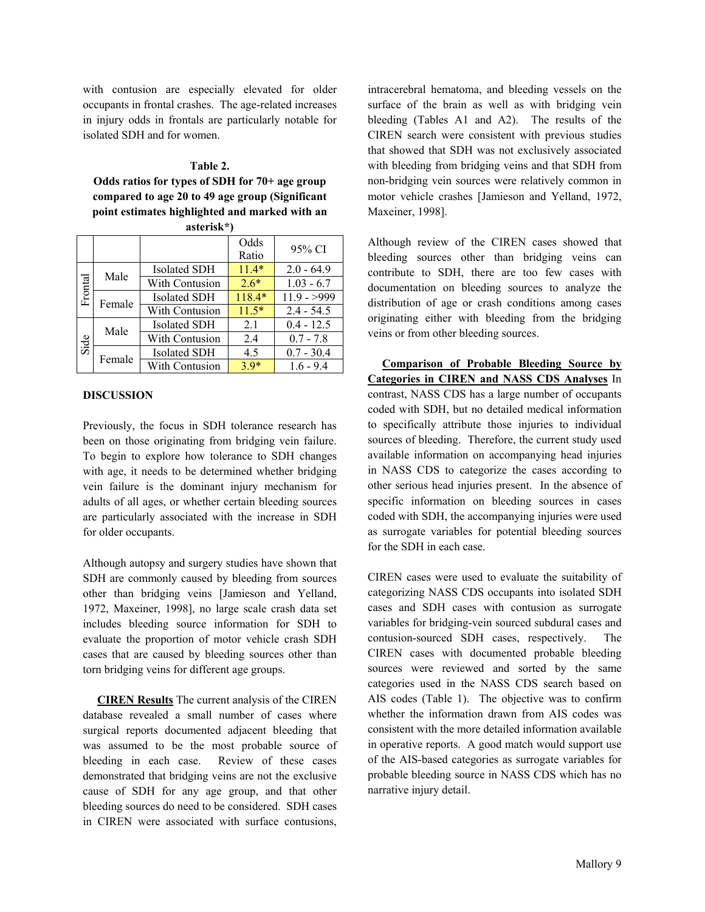with contusion are especially elevated for older occupants in frontal crashes. The age-related increases in injury odds in frontals are particularly notable for isolated SDH and for women.

**Table 2.**
**Odds ratios for types of SDH for 70+ age group compared to age 20 to 49 age group (Significant point estimates highlighted and marked with an asterisk*)**

| | | | Odds Ratio | 95% CI |
|---|---|---|---|---|
| Frontal | Male | Isolated SDH | 11.4* | 2.0 - 64.9 |
| | | With Contusion | 2.6* | 1.03 - 6.7 |
| | Female | Isolated SDH | 118.4* | 11.9 - >999 |
| | | With Contusion | 11.5* | 2.4 - 54.5 |
| Side | Male | Isolated SDH | 2.1 | 0.4 - 12.5 |
| | | With Contusion | 2.4 | 0.7 - 7.8 |
| | Female | Isolated SDH | 4.5 | 0.7 - 30.4 |
| | | With Contusion | 3.9* | 1.6 - 9.4 |

## DISCUSSION

Previously, the focus in SDH tolerance research has been on those originating from bridging vein failure. To begin to explore how tolerance to SDH changes with age, it needs to be determined whether bridging vein failure is the dominant injury mechanism for adults of all ages, or whether certain bleeding sources are particularly associated with the increase in SDH for older occupants.

Although autopsy and surgery studies have shown that SDH are commonly caused by bleeding from sources other than bridging veins [Jamieson and Yelland, 1972, Maxeiner, 1998], no large scale crash data set includes bleeding source information for SDH to evaluate the proportion of motor vehicle crash SDH cases that are caused by bleeding sources other than torn bridging veins for different age groups.

**CIREN Results** The current analysis of the CIREN database revealed a small number of cases where surgical reports documented adjacent bleeding that was assumed to be the most probable source of bleeding in each case. Review of these cases demonstrated that bridging veins are not the exclusive cause of SDH for any age group, and that other bleeding sources do need to be considered. SDH cases in CIREN were associated with surface contusions, intracerebral hematoma, and bleeding vessels on the surface of the brain as well as with bridging vein bleeding (Tables A1 and A2). The results of the CIREN search were consistent with previous studies that showed that SDH was not exclusively associated with bleeding from bridging veins and that SDH from non-bridging vein sources were relatively common in motor vehicle crashes [Jamieson and Yelland, 1972, Maxeiner, 1998].

Although review of the CIREN cases showed that bleeding sources other than bridging veins can contribute to SDH, there are too few cases with documentation on bleeding sources to analyze the distribution of age or crash conditions among cases originating either with bleeding from the bridging veins or from other bleeding sources.

**Comparison of Probable Bleeding Source by Categories in CIREN and NASS CDS Analyses** In contrast, NASS CDS has a large number of occupants coded with SDH, but no detailed medical information to specifically attribute those injuries to individual sources of bleeding. Therefore, the current study used available information on accompanying head injuries in NASS CDS to categorize the cases according to other serious head injuries present. In the absence of specific information on bleeding sources in cases coded with SDH, the accompanying injuries were used as surrogate variables for potential bleeding sources for the SDH in each case.

CIREN cases were used to evaluate the suitability of categorizing NASS CDS occupants into isolated SDH cases and SDH cases with contusion as surrogate variables for bridging-vein sourced subdural cases and contusion-sourced SDH cases, respectively. The CIREN cases with documented probable bleeding sources were reviewed and sorted by the same categories used in the NASS CDS search based on AIS codes (Table 1). The objective was to confirm whether the information drawn from AIS codes was consistent with the more detailed information available in operative reports. A good match would support use of the AIS-based categories as surrogate variables for probable bleeding source in NASS CDS which has no narrative injury detail.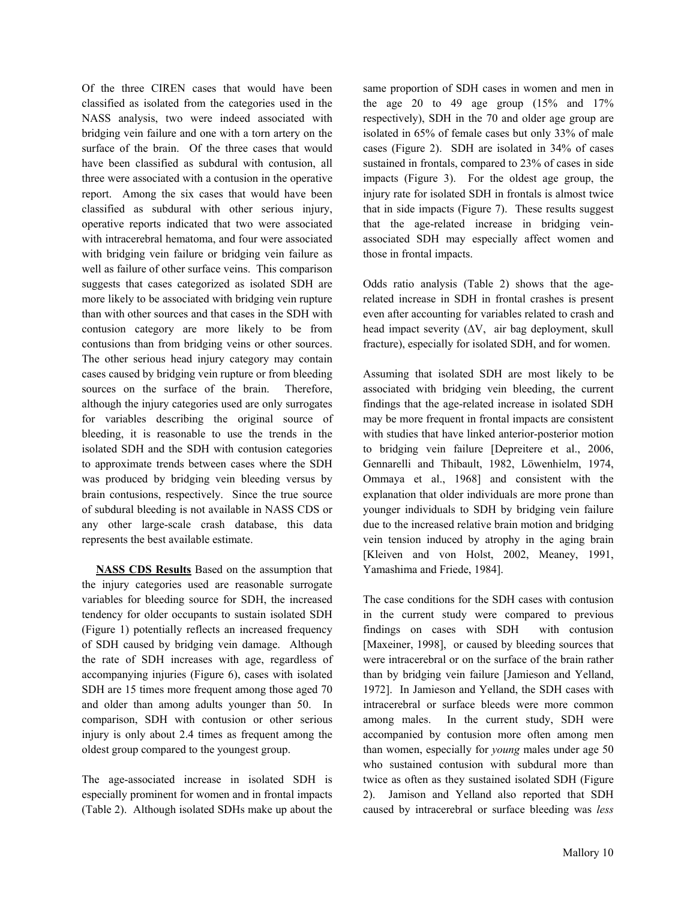Of the three CIREN cases that would have been classified as isolated from the categories used in the NASS analysis, two were indeed associated with bridging vein failure and one with a torn artery on the surface of the brain. Of the three cases that would have been classified as subdural with contusion, all three were associated with a contusion in the operative report. Among the six cases that would have been classified as subdural with other serious injury, operative reports indicated that two were associated with intracerebral hematoma, and four were associated with bridging vein failure or bridging vein failure as well as failure of other surface veins. This comparison suggests that cases categorized as isolated SDH are more likely to be associated with bridging vein rupture than with other sources and that cases in the SDH with contusion category are more likely to be from contusions than from bridging veins or other sources. The other serious head injury category may contain cases caused by bridging vein rupture or from bleeding sources on the surface of the brain. Therefore, although the injury categories used are only surrogates for variables describing the original source of bleeding, it is reasonable to use the trends in the isolated SDH and the SDH with contusion categories to approximate trends between cases where the SDH was produced by bridging vein bleeding versus by brain contusions, respectively. Since the true source of subdural bleeding is not available in NASS CDS or any other large-scale crash database, this data represents the best available estimate.

**NASS CDS Results** Based on the assumption that the injury categories used are reasonable surrogate variables for bleeding source for SDH, the increased tendency for older occupants to sustain isolated SDH (Figure 1) potentially reflects an increased frequency of SDH caused by bridging vein damage. Although the rate of SDH increases with age, regardless of accompanying injuries (Figure 6), cases with isolated SDH are 15 times more frequent among those aged 70 and older than among adults younger than 50. In comparison, SDH with contusion or other serious injury is only about 2.4 times as frequent among the oldest group compared to the youngest group.

The age-associated increase in isolated SDH is especially prominent for women and in frontal impacts (Table 2). Although isolated SDHs make up about the same proportion of SDH cases in women and men in the age 20 to 49 age group (15% and 17% respectively), SDH in the 70 and older age group are isolated in 65% of female cases but only 33% of male cases (Figure 2). SDH are isolated in 34% of cases sustained in frontals, compared to 23% of cases in side impacts (Figure 3). For the oldest age group, the injury rate for isolated SDH in frontals is almost twice that in side impacts (Figure 7). These results suggest that the age-related increase in bridging vein-associated SDH may especially affect women and those in frontal impacts.

Odds ratio analysis (Table 2) shows that the age-related increase in SDH in frontal crashes is present even after accounting for variables related to crash and head impact severity ($\Delta V$, air bag deployment, skull fracture), especially for isolated SDH, and for women.

Assuming that isolated SDH are most likely to be associated with bridging vein bleeding, the current findings that the age-related increase in isolated SDH may be more frequent in frontal impacts are consistent with studies that have linked anterior-posterior motion to bridging vein failure [Depreitere et al., 2006, Gennarelli and Thibault, 1982, Löwenhielm, 1974, Ommaya et al., 1968] and consistent with the explanation that older individuals are more prone than younger individuals to SDH by bridging vein failure due to the increased relative brain motion and bridging vein tension induced by atrophy in the aging brain [Kleiven and von Holst, 2002, Meaney, 1991, Yamashima and Friede, 1984].

The case conditions for the SDH cases with contusion in the current study were compared to previous findings on cases with SDH with contusion [Maxeiner, 1998], or caused by bleeding sources that were intracerebral or on the surface of the brain rather than by bridging vein failure [Jamieson and Yelland, 1972]. In Jamieson and Yelland, the SDH cases with intracerebral or surface bleeds were more common among males. In the current study, SDH were accompanied by contusion more often among men than women, especially for *young* males under age 50 who sustained contusion with subdural more than twice as often as they sustained isolated SDH (Figure 2). Jamison and Yelland also reported that SDH caused by intracerebral or surface bleeding was *less*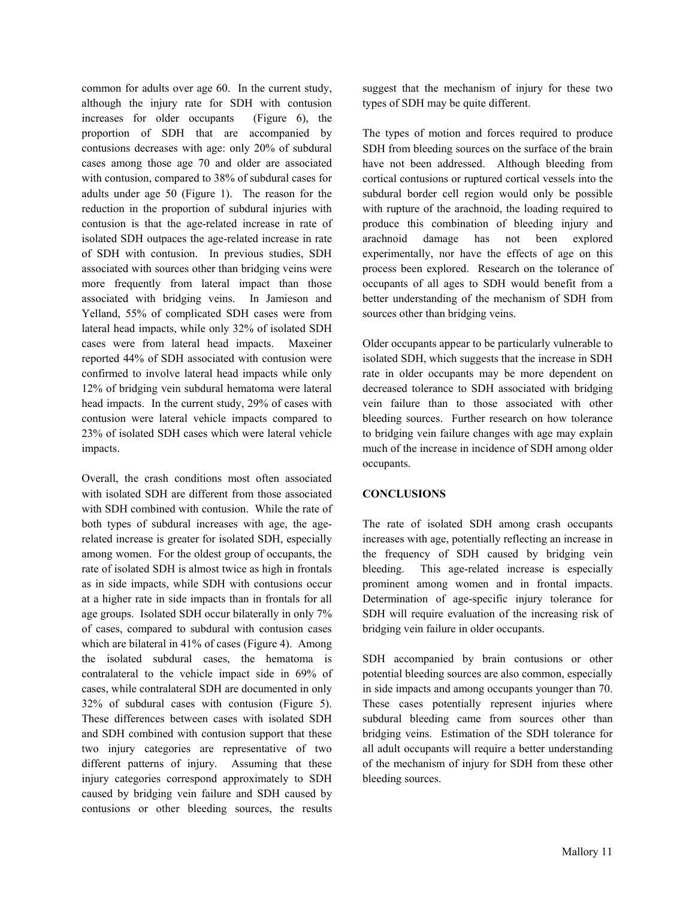common for adults over age 60. In the current study, although the injury rate for SDH with contusion increases for older occupants (Figure 6), the proportion of SDH that are accompanied by contusions decreases with age: only 20% of subdural cases among those age 70 and older are associated with contusion, compared to 38% of subdural cases for adults under age 50 (Figure 1). The reason for the reduction in the proportion of subdural injuries with contusion is that the age-related increase in rate of isolated SDH outpaces the age-related increase in rate of SDH with contusion. In previous studies, SDH associated with sources other than bridging veins were more frequently from lateral impact than those associated with bridging veins. In Jamieson and Yelland, 55% of complicated SDH cases were from lateral head impacts, while only 32% of isolated SDH cases were from lateral head impacts. Maxeiner reported 44% of SDH associated with contusion were confirmed to involve lateral head impacts while only 12% of bridging vein subdural hematoma were lateral head impacts. In the current study, 29% of cases with contusion were lateral vehicle impacts compared to 23% of isolated SDH cases which were lateral vehicle impacts.

Overall, the crash conditions most often associated with isolated SDH are different from those associated with SDH combined with contusion. While the rate of both types of subdural increases with age, the age-related increase is greater for isolated SDH, especially among women. For the oldest group of occupants, the rate of isolated SDH is almost twice as high in frontals as in side impacts, while SDH with contusions occur at a higher rate in side impacts than in frontals for all age groups. Isolated SDH occur bilaterally in only 7% of cases, compared to subdural with contusion cases which are bilateral in 41% of cases (Figure 4). Among the isolated subdural cases, the hematoma is contralateral to the vehicle impact side in 69% of cases, while contralateral SDH are documented in only 32% of subdural cases with contusion (Figure 5). These differences between cases with isolated SDH and SDH combined with contusion support that these two injury categories are representative of two different patterns of injury. Assuming that these injury categories correspond approximately to SDH caused by bridging vein failure and SDH caused by contusions or other bleeding sources, the results suggest that the mechanism of injury for these two types of SDH may be quite different.

The types of motion and forces required to produce SDH from bleeding sources on the surface of the brain have not been addressed. Although bleeding from cortical contusions or ruptured cortical vessels into the subdural border cell region would only be possible with rupture of the arachnoid, the loading required to produce this combination of bleeding injury and arachnoid damage has not been explored experimentally, nor have the effects of age on this process been explored. Research on the tolerance of occupants of all ages to SDH would benefit from a better understanding of the mechanism of SDH from sources other than bridging veins.

Older occupants appear to be particularly vulnerable to isolated SDH, which suggests that the increase in SDH rate in older occupants may be more dependent on decreased tolerance to SDH associated with bridging vein failure than to those associated with other bleeding sources. Further research on how tolerance to bridging vein failure changes with age may explain much of the increase in incidence of SDH among older occupants.

## CONCLUSIONS

The rate of isolated SDH among crash occupants increases with age, potentially reflecting an increase in the frequency of SDH caused by bridging vein bleeding. This age-related increase is especially prominent among women and in frontal impacts. Determination of age-specific injury tolerance for SDH will require evaluation of the increasing risk of bridging vein failure in older occupants.

SDH accompanied by brain contusions or other potential bleeding sources are also common, especially in side impacts and among occupants younger than 70. These cases potentially represent injuries where subdural bleeding came from sources other than bridging veins. Estimation of the SDH tolerance for all adult occupants will require a better understanding of the mechanism of injury for SDH from these other bleeding sources.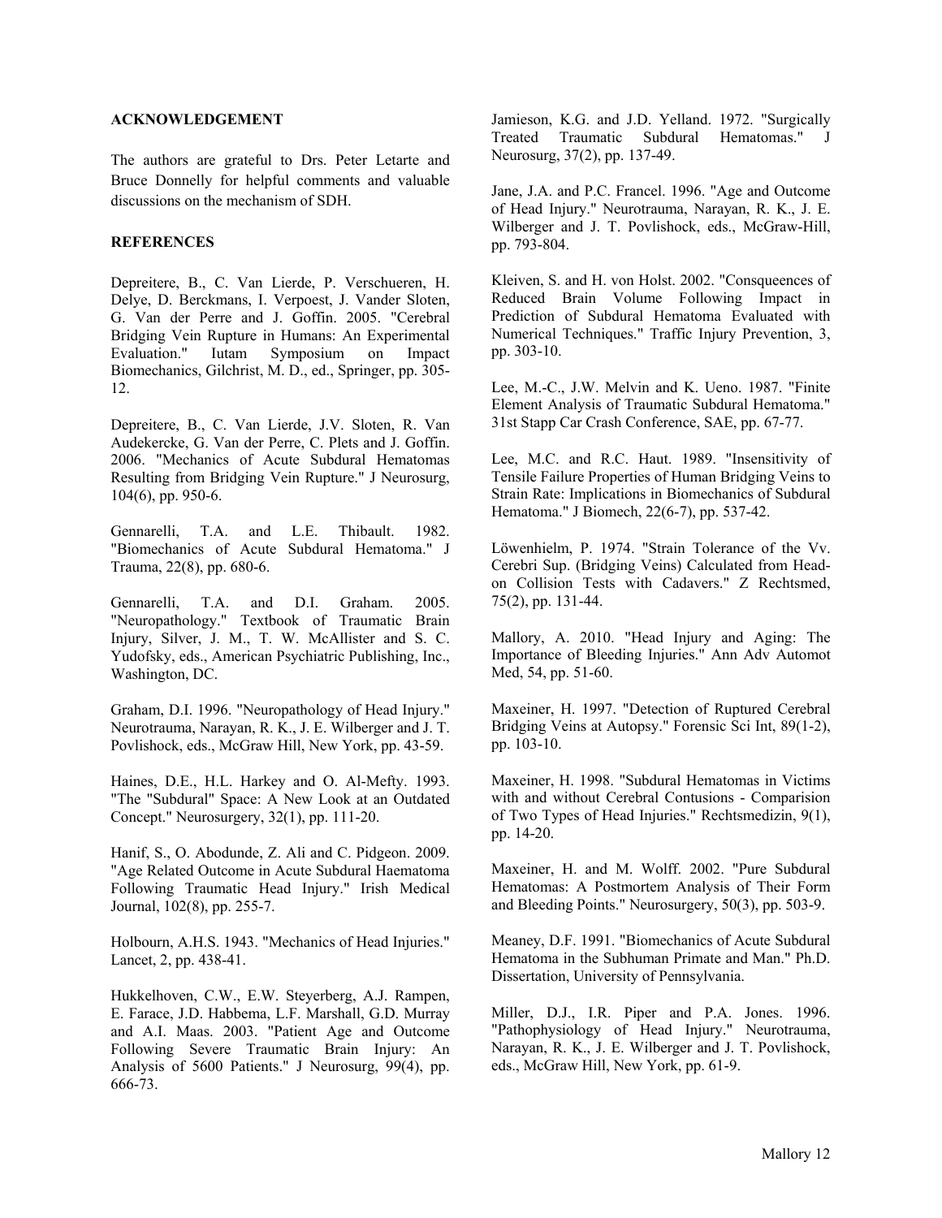## ACKNOWLEDGEMENT

The authors are grateful to Drs. Peter Letarte and Bruce Donnelly for helpful comments and valuable discussions on the mechanism of SDH.

## REFERENCES

Depreitere, B., C. Van Lierde, P. Verschueren, H. Delye, D. Berckmans, I. Verpoest, J. Vander Sloten, G. Van der Perre and J. Goffin. 2005. "Cerebral Bridging Vein Rupture in Humans: An Experimental Evaluation." Iutam Symposium on Impact Biomechanics, Gilchrist, M. D., ed., Springer, pp. 305-12.

Depreitere, B., C. Van Lierde, J.V. Sloten, R. Van Audekercke, G. Van der Perre, C. Plets and J. Goffin. 2006. "Mechanics of Acute Subdural Hematomas Resulting from Bridging Vein Rupture." J Neurosurg, 104(6), pp. 950-6.

Gennarelli, T.A. and L.E. Thibault. 1982. "Biomechanics of Acute Subdural Hematoma." J Trauma, 22(8), pp. 680-6.

Gennarelli, T.A. and D.I. Graham. 2005. "Neuropathology." Textbook of Traumatic Brain Injury, Silver, J. M., T. W. McAllister and S. C. Yudofsky, eds., American Psychiatric Publishing, Inc., Washington, DC.

Graham, D.I. 1996. "Neuropathology of Head Injury." Neurotrauma, Narayan, R. K., J. E. Wilberger and J. T. Povlishock, eds., McGraw Hill, New York, pp. 43-59.

Haines, D.E., H.L. Harkey and O. Al-Mefty. 1993. "The "Subdural" Space: A New Look at an Outdated Concept." Neurosurgery, 32(1), pp. 111-20.

Hanif, S., O. Abodunde, Z. Ali and C. Pidgeon. 2009. "Age Related Outcome in Acute Subdural Haematoma Following Traumatic Head Injury." Irish Medical Journal, 102(8), pp. 255-7.

Holbourn, A.H.S. 1943. "Mechanics of Head Injuries." Lancet, 2, pp. 438-41.

Hukkelhoven, C.W., E.W. Steyerberg, A.J. Rampen, E. Farace, J.D. Habbema, L.F. Marshall, G.D. Murray and A.I. Maas. 2003. "Patient Age and Outcome Following Severe Traumatic Brain Injury: An Analysis of 5600 Patients." J Neurosurg, 99(4), pp. 666-73.

Jamieson, K.G. and J.D. Yelland. 1972. "Surgically Treated Traumatic Subdural Hematomas." J Neurosurg, 37(2), pp. 137-49.

Jane, J.A. and P.C. Francel. 1996. "Age and Outcome of Head Injury." Neurotrauma, Narayan, R. K., J. E. Wilberger and J. T. Povlishock, eds., McGraw-Hill, pp. 793-804.

Kleiven, S. and H. von Holst. 2002. "Consqueences of Reduced Brain Volume Following Impact in Prediction of Subdural Hematoma Evaluated with Numerical Techniques." Traffic Injury Prevention, 3, pp. 303-10.

Lee, M.-C., J.W. Melvin and K. Ueno. 1987. "Finite Element Analysis of Traumatic Subdural Hematoma." 31st Stapp Car Crash Conference, SAE, pp. 67-77.

Lee, M.C. and R.C. Haut. 1989. "Insensitivity of Tensile Failure Properties of Human Bridging Veins to Strain Rate: Implications in Biomechanics of Subdural Hematoma." J Biomech, 22(6-7), pp. 537-42.

Löwenhielm, P. 1974. "Strain Tolerance of the Vv. Cerebri Sup. (Bridging Veins) Calculated from Head-on Collision Tests with Cadavers." Z Rechtsmed, 75(2), pp. 131-44.

Mallory, A. 2010. "Head Injury and Aging: The Importance of Bleeding Injuries." Ann Adv Automot Med, 54, pp. 51-60.

Maxeiner, H. 1997. "Detection of Ruptured Cerebral Bridging Veins at Autopsy." Forensic Sci Int, 89(1-2), pp. 103-10.

Maxeiner, H. 1998. "Subdural Hematomas in Victims with and without Cerebral Contusions - Comparision of Two Types of Head Injuries." Rechtsmedizin, 9(1), pp. 14-20.

Maxeiner, H. and M. Wolff. 2002. "Pure Subdural Hematomas: A Postmortem Analysis of Their Form and Bleeding Points." Neurosurgery, 50(3), pp. 503-9.

Meaney, D.F. 1991. "Biomechanics of Acute Subdural Hematoma in the Subhuman Primate and Man." Ph.D. Dissertation, University of Pennsylvania.

Miller, D.J., I.R. Piper and P.A. Jones. 1996. "Pathophysiology of Head Injury." Neurotrauma, Narayan, R. K., J. E. Wilberger and J. T. Povlishock, eds., McGraw Hill, New York, pp. 61-9.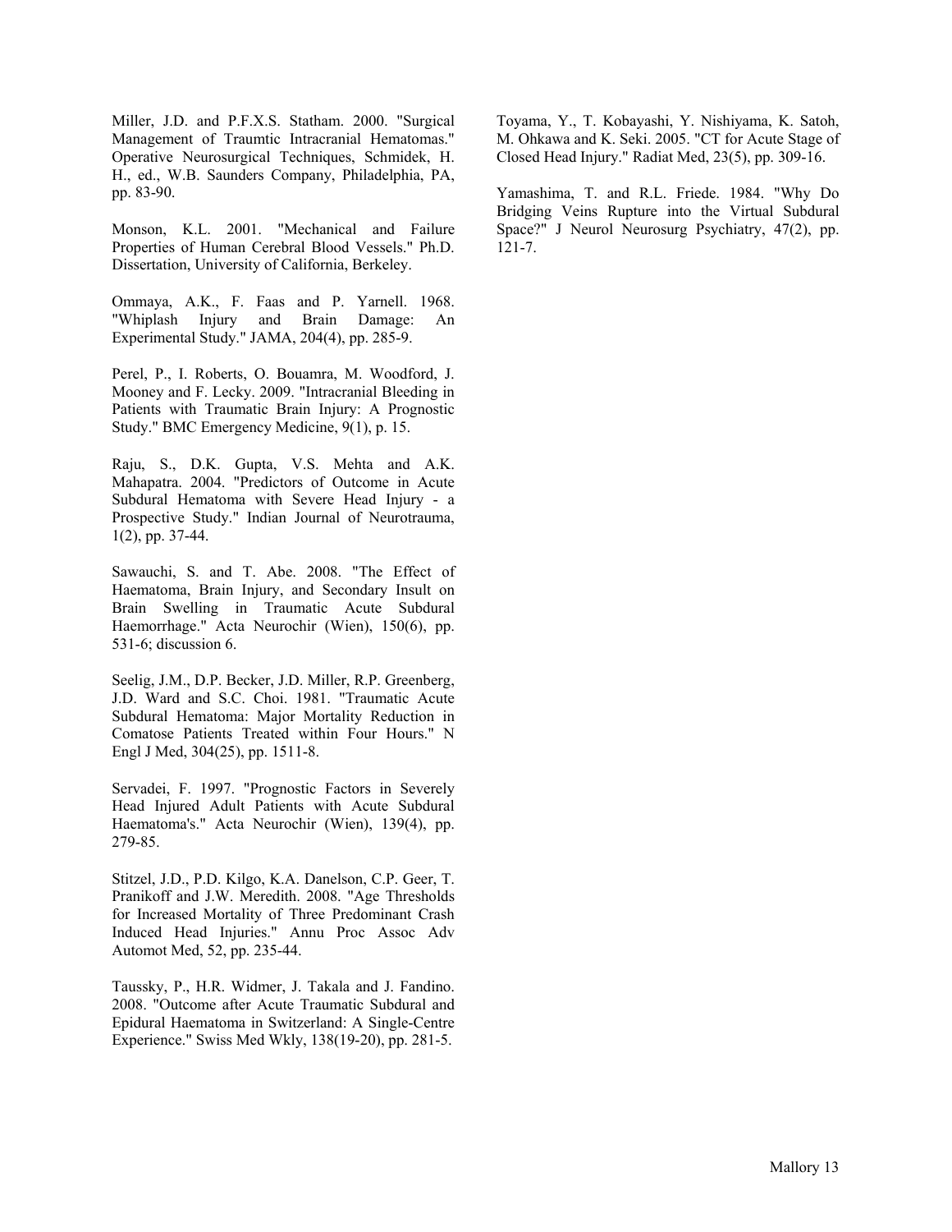Miller, J.D. and P.F.X.S. Statham. 2000. "Surgical Management of Traumtic Intracranial Hematomas." Operative Neurosurgical Techniques, Schmidek, H. H., ed., W.B. Saunders Company, Philadelphia, PA, pp. 83-90.

Monson, K.L. 2001. "Mechanical and Failure Properties of Human Cerebral Blood Vessels." Ph.D. Dissertation, University of California, Berkeley.

Ommaya, A.K., F. Faas and P. Yarnell. 1968. "Whiplash Injury and Brain Damage: An Experimental Study." JAMA, 204(4), pp. 285-9.

Perel, P., I. Roberts, O. Bouamra, M. Woodford, J. Mooney and F. Lecky. 2009. "Intracranial Bleeding in Patients with Traumatic Brain Injury: A Prognostic Study." BMC Emergency Medicine, 9(1), p. 15.

Raju, S., D.K. Gupta, V.S. Mehta and A.K. Mahapatra. 2004. "Predictors of Outcome in Acute Subdural Hematoma with Severe Head Injury - a Prospective Study." Indian Journal of Neurotrauma, 1(2), pp. 37-44.

Sawauchi, S. and T. Abe. 2008. "The Effect of Haematoma, Brain Injury, and Secondary Insult on Brain Swelling in Traumatic Acute Subdural Haemorrhage." Acta Neurochir (Wien), 150(6), pp. 531-6; discussion 6.

Seelig, J.M., D.P. Becker, J.D. Miller, R.P. Greenberg, J.D. Ward and S.C. Choi. 1981. "Traumatic Acute Subdural Hematoma: Major Mortality Reduction in Comatose Patients Treated within Four Hours." N Engl J Med, 304(25), pp. 1511-8.

Servadei, F. 1997. "Prognostic Factors in Severely Head Injured Adult Patients with Acute Subdural Haematoma's." Acta Neurochir (Wien), 139(4), pp. 279-85.

Stitzel, J.D., P.D. Kilgo, K.A. Danelson, C.P. Geer, T. Pranikoff and J.W. Meredith. 2008. "Age Thresholds for Increased Mortality of Three Predominant Crash Induced Head Injuries." Annu Proc Assoc Adv Automot Med, 52, pp. 235-44.

Taussky, P., H.R. Widmer, J. Takala and J. Fandino. 2008. "Outcome after Acute Traumatic Subdural and Epidural Haematoma in Switzerland: A Single-Centre Experience." Swiss Med Wkly, 138(19-20), pp. 281-5.

Toyama, Y., T. Kobayashi, Y. Nishiyama, K. Satoh, M. Ohkawa and K. Seki. 2005. "CT for Acute Stage of Closed Head Injury." Radiat Med, 23(5), pp. 309-16.

Yamashima, T. and R.L. Friede. 1984. "Why Do Bridging Veins Rupture into the Virtual Subdural Space?" J Neurol Neurosurg Psychiatry, 47(2), pp. 121-7.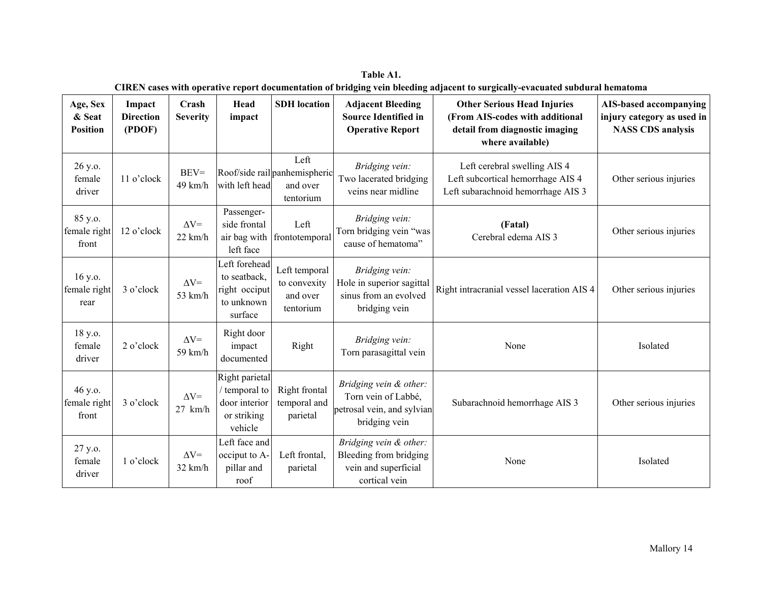**Table A1.**
**CIREN cases with operative report documentation of bridging vein bleeding adjacent to surgically-evacuated subdural hematoma**

| Age, Sex & Seat Position | Impact Direction (PDOF) | Crash Severity | Head impact | SDH location | Adjacent Bleeding Source Identified in Operative Report | Other Serious Head Injuries (From AIS-codes with additional detail from diagnostic imaging where available) | AIS-based accompanying injury category as used in NASS CDS analysis |
|---|---|---|---|---|---|---|---|
| 26 y.o. female driver | 11 o'clock | BEV= 49 km/h | Roof/side rail with left head | Left panhemispheric and over tentorium | *Bridging vein:* Two lacerated bridging veins near midline | Left cerebral swelling AIS 4<br>Left subcortical hemorrhage AIS 4<br>Left subarachnoid hemorrhage AIS 3 | Other serious injuries |
| 85 y.o. female right front | 12 o'clock | ΔV= 22 km/h | Passenger-side frontal air bag with left face | Left frontotemporal | *Bridging vein:* Torn bridging vein "was cause of hematoma" | **(Fatal)**<br>Cerebral edema AIS 3 | Other serious injuries |
| 16 y.o. female right rear | 3 o'clock | ΔV= 53 km/h | Left forehead to seatback, right occiput to unknown surface | Left temporal to convexity and over tentorium | *Bridging vein:* Hole in superior sagittal sinus from an evolved bridging vein | Right intracranial vessel laceration AIS 4 | Other serious injuries |
| 18 y.o. female driver | 2 o'clock | ΔV= 59 km/h | Right door impact documented | Right | *Bridging vein:* Torn parasagittal vein | None | Isolated |
| 46 y.o. female right front | 3 o'clock | ΔV= 27 km/h | Right parietal / temporal to door interior or striking vehicle | Right frontal temporal and parietal | *Bridging vein & other:* Torn vein of Labbé, petrosal vein, and sylvian bridging vein | Subarachnoid hemorrhage AIS 3 | Other serious injuries |
| 27 y.o. female driver | 1 o'clock | ΔV= 32 km/h | Left face and occiput to A-pillar and roof | Left frontal, parietal | *Bridging vein & other:* Bleeding from bridging vein and superficial cortical vein | None | Isolated |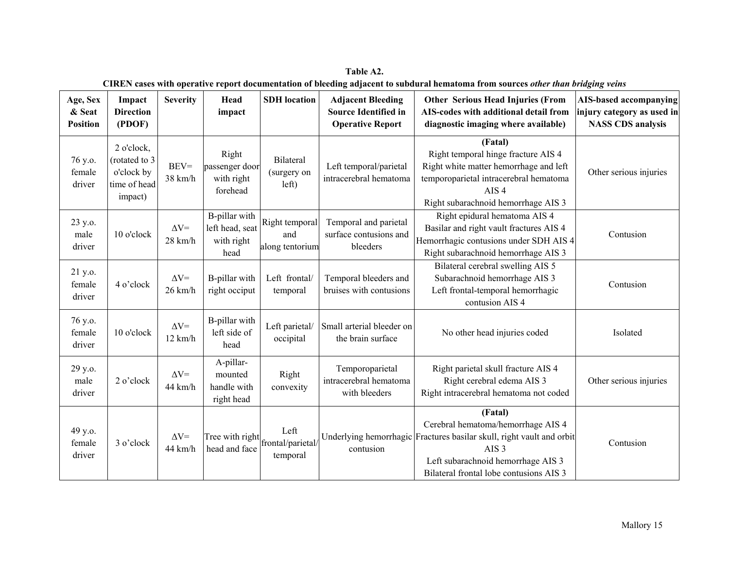**Table A2.**

**CIREN cases with operative report documentation of bleeding adjacent to subdural hematoma from sources *other than bridging veins***

| Age, Sex & Seat Position | Impact Direction (PDOF) | Severity | Head impact | SDH location | Adjacent Bleeding Source Identified in Operative Report | Other Serious Head Injuries (From AIS-codes with additional detail from diagnostic imaging where available) | AIS-based accompanying injury category as used in NASS CDS analysis |
|---|---|---|---|---|---|---|---|
| 76 y.o. female driver | 2 o'clock, (rotated to 3 o'clock by time of head impact) | BEV= 38 km/h | Right passenger door with right forehead | Bilateral (surgery on left) | Left temporal/parietal intracerebral hematoma | **(Fatal)** Right temporal hinge fracture AIS 4 Right white matter hemorrhage and left temporoparietal intracerebral hematoma AIS 4 Right subarachnoid hemorrhage AIS 3 | Other serious injuries |
| 23 y.o. male driver | 10 o'clock | ΔV= 28 km/h | B-pillar with left head, seat with right head | Right temporal and along tentorium | Temporal and parietal surface contusions and bleeders | Right epidural hematoma AIS 4 Basilar and right vault fractures AIS 4 Hemorrhagic contusions under SDH AIS 4 Right subarachnoid hemorrhage AIS 3 | Contusion |
| 21 y.o. female driver | 4 o'clock | ΔV= 26 km/h | B-pillar with right occiput | Left frontal/ temporal | Temporal bleeders and bruises with contusions | Bilateral cerebral swelling AIS 5 Subarachnoid hemorrhage AIS 3 Left frontal-temporal hemorrhagic contusion AIS 4 | Contusion |
| 76 y.o. female driver | 10 o'clock | ΔV= 12 km/h | B-pillar with left side of head | Left parietal/ occipital | Small arterial bleeder on the brain surface | No other head injuries coded | Isolated |
| 29 y.o. male driver | 2 o'clock | ΔV= 44 km/h | A-pillar-mounted handle with right head | Right convexity | Temporoparietal intracerebral hematoma with bleeders | Right parietal skull fracture AIS 4 Right cerebral edema AIS 3 Right intracerebral hematoma not coded | Other serious injuries |
| 49 y.o. female driver | 3 o'clock | ΔV= 44 km/h | Tree with right head and face | Left frontal/parietal/ temporal | Underlying hemorrhagic contusion | **(Fatal)** Cerebral hematoma/hemorrhage AIS 4 Fractures basilar skull, right vault and orbit AIS 3 Left subarachnoid hemorrhage AIS 3 Bilateral frontal lobe contusions AIS 3 | Contusion |